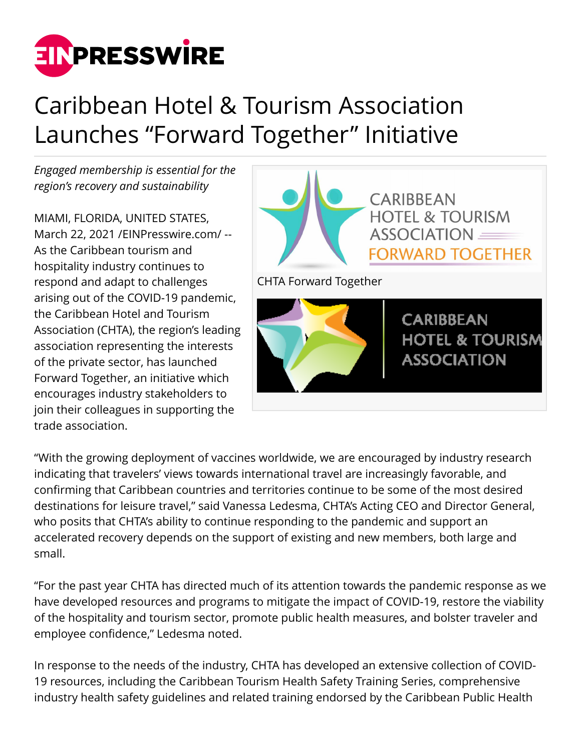# Caribbean Hotel & Tourism Association Launches "Forward Together" Initiative

*Engaged membership is essential for the region's recovery and sustainability*

MIAMI, FLORIDA, UNITED STATES, March 22, 2021 /EINPresswire.com/ -- As the Caribbean tourism and hospitality industry continues to respond and adapt to challenges arising out of the COVID-19 pandemic, the Caribbean Hotel and Tourism Association (CHTA), the region's leading association representing the interests of the private sector, has launched Forward Together, an initiative which encourages industry stakeholders to join their colleagues in supporting the trade association.

CHTA Forward Together

"With the growing deployment of vaccines worldwide, we are encouraged by industry research indicating that travelers' views towards international travel are increasingly favorable, and confirming that Caribbean countries and territories continue to be some of the most desired destinations for leisure travel," said Vanessa Ledesma, CHTA's Acting CEO and Director General, who posits that CHTA's ability to continue responding to the pandemic and support an accelerated recovery depends on the support of existing and new members, both large and small.

"For the past year CHTA has directed much of its attention towards the pandemic response as we have developed resources and programs to mitigate the impact of COVID-19, restore the viability of the hospitality and tourism sector, promote public health measures, and bolster traveler and employee confidence," Ledesma noted.

In response to the needs of the industry, CHTA has developed an extensive collection of COVID-19 resources, including the Caribbean Tourism Health Safety Training Series, comprehensive industry health safety guidelines and related training endorsed by the Caribbean Public Health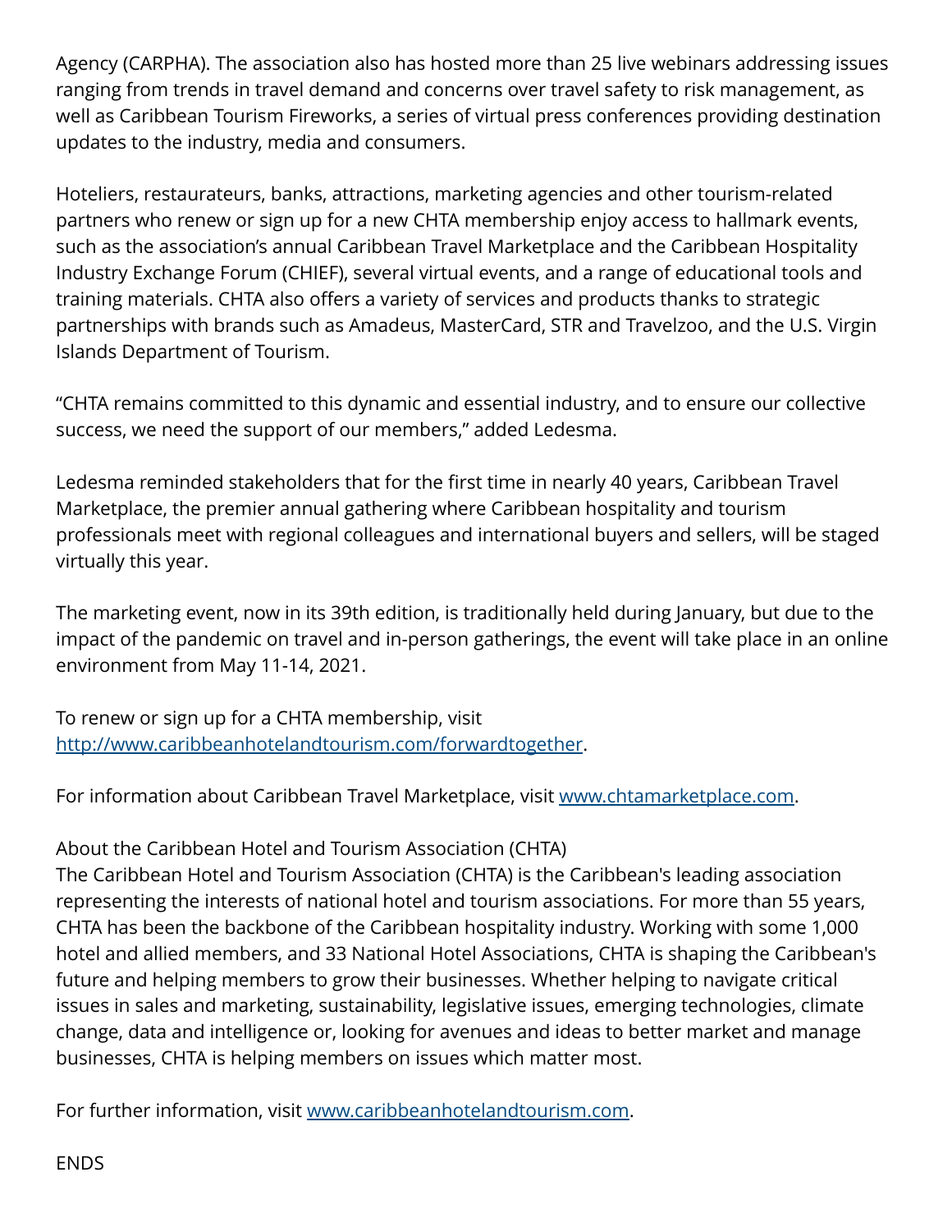Agency (CARPHA). The association also has hosted more than 25 live webinars addressing issues ranging from trends in travel demand and concerns over travel safety to risk management, as well as Caribbean Tourism Fireworks, a series of virtual press conferences providing destination updates to the industry, media and consumers.

Hoteliers, restaurateurs, banks, attractions, marketing agencies and other tourism-related partners who renew or sign up for a new CHTA membership enjoy access to hallmark events, such as the association's annual Caribbean Travel Marketplace and the Caribbean Hospitality Industry Exchange Forum (CHIEF), several virtual events, and a range of educational tools and training materials. CHTA also offers a variety of services and products thanks to strategic partnerships with brands such as Amadeus, MasterCard, STR and Travelzoo, and the U.S. Virgin Islands Department of Tourism.

"CHTA remains committed to this dynamic and essential industry, and to ensure our collective success, we need the support of our members," added Ledesma.

Ledesma reminded stakeholders that for the first time in nearly 40 years, Caribbean Travel Marketplace, the premier annual gathering where Caribbean hospitality and tourism professionals meet with regional colleagues and international buyers and sellers, will be staged virtually this year.

The marketing event, now in its 39th edition, is traditionally held during January, but due to the impact of the pandemic on travel and in-person gatherings, the event will take place in an online environment from May 11-14, 2021.

To renew or sign up for a CHTA membership, visit [http://www.caribbeanhotelandtourism.com/forwardtogether](http://www.caribbeanhotelandtourism.com/forwardtogether).

For information about Caribbean Travel Marketplace, visit [www.chtamarketplace.com](http://www.chtamarketplace.com).

About the Caribbean Hotel and Tourism Association (CHTA)

The Caribbean Hotel and Tourism Association (CHTA) is the Caribbean's leading association representing the interests of national hotel and tourism associations. For more than 55 years, CHTA has been the backbone of the Caribbean hospitality industry. Working with some 1,000 hotel and allied members, and 33 National Hotel Associations, CHTA is shaping the Caribbean's future and helping members to grow their businesses. Whether helping to navigate critical issues in sales and marketing, sustainability, legislative issues, emerging technologies, climate change, data and intelligence or, looking for avenues and ideas to better market and manage businesses, CHTA is helping members on issues which matter most.

For further information, visit [www.caribbeanhotelandtourism.com](http://www.caribbeanhotelandtourism.com).

ENDS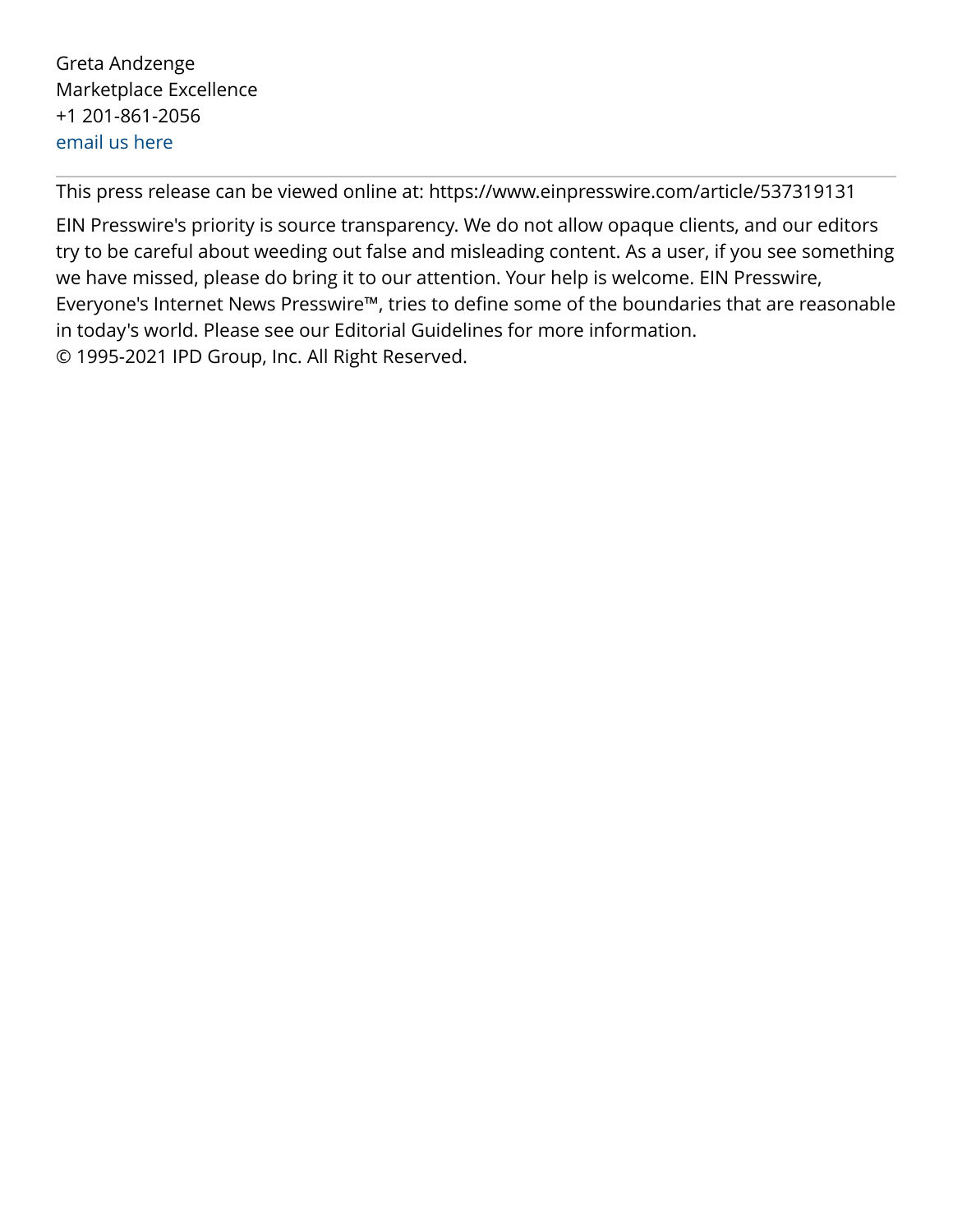Greta Andzenge
Marketplace Excellence
+1 201-861-2056
email us here

---

This press release can be viewed online at: https://www.einpresswire.com/article/537319131

EIN Presswire's priority is source transparency. We do not allow opaque clients, and our editors try to be careful about weeding out false and misleading content. As a user, if you see something we have missed, please do bring it to our attention. Your help is welcome. EIN Presswire, Everyone's Internet News Presswire™, tries to define some of the boundaries that are reasonable in today's world. Please see our Editorial Guidelines for more information.
© 1995-2021 IPD Group, Inc. All Right Reserved.